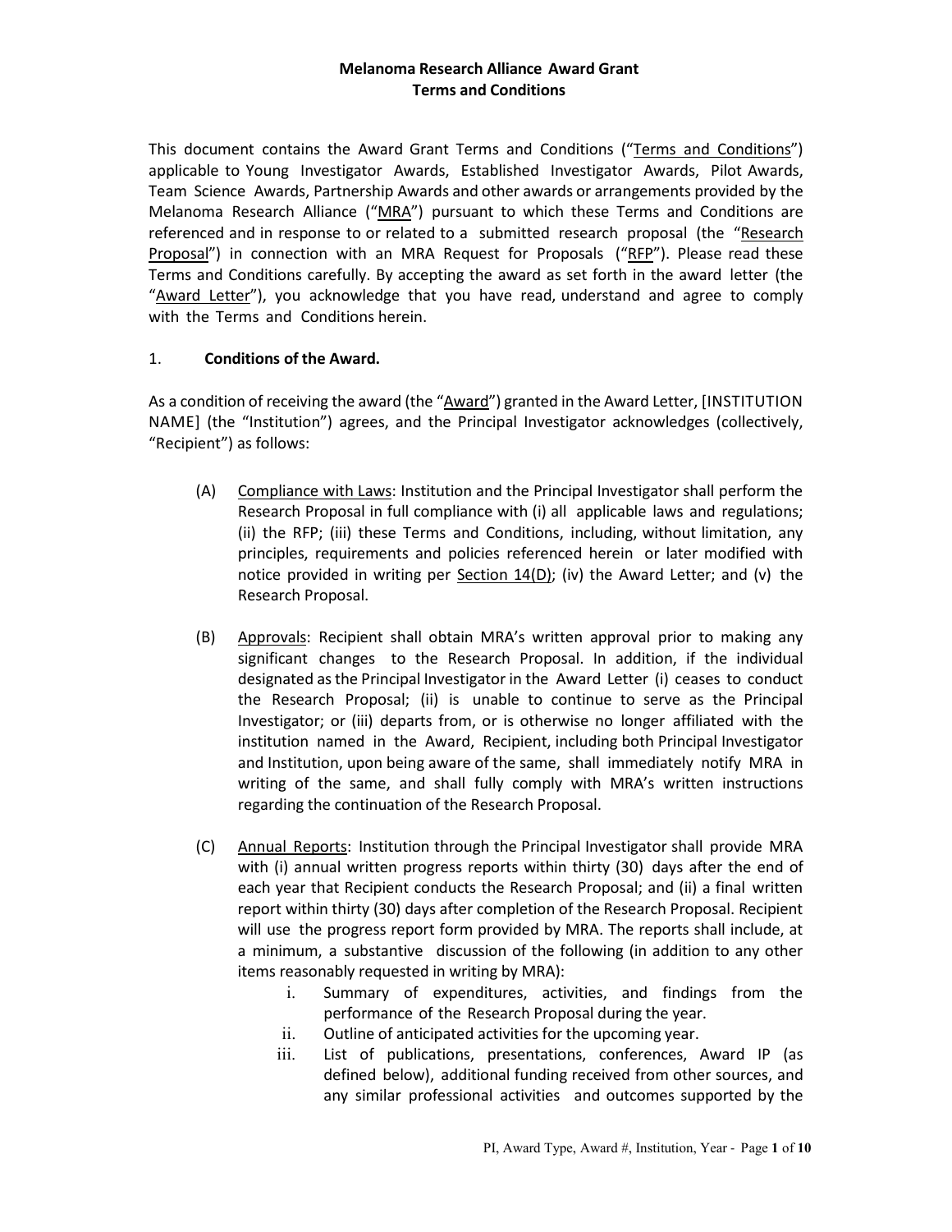**Melanoma Research Alliance Award Grant**
**Terms and Conditions**

This document contains the Award Grant Terms and Conditions ("Terms and Conditions") applicable to Young Investigator Awards, Established Investigator Awards, Pilot Awards, Team Science Awards, Partnership Awards and other awards or arrangements provided by the Melanoma Research Alliance ("MRA") pursuant to which these Terms and Conditions are referenced and in response to or related to a submitted research proposal (the "Research Proposal") in connection with an MRA Request for Proposals ("RFP"). Please read these Terms and Conditions carefully. By accepting the award as set forth in the award letter (the "Award Letter"), you acknowledge that you have read, understand and agree to comply with the Terms and Conditions herein.

1. **Conditions of the Award.**

As a condition of receiving the award (the "Award") granted in the Award Letter, [INSTITUTION NAME] (the "Institution") agrees, and the Principal Investigator acknowledges (collectively, "Recipient") as follows:

(A) Compliance with Laws: Institution and the Principal Investigator shall perform the Research Proposal in full compliance with (i) all applicable laws and regulations; (ii) the RFP; (iii) these Terms and Conditions, including, without limitation, any principles, requirements and policies referenced herein or later modified with notice provided in writing per Section 14(D); (iv) the Award Letter; and (v) the Research Proposal.

(B) Approvals: Recipient shall obtain MRA's written approval prior to making any significant changes to the Research Proposal. In addition, if the individual designated as the Principal Investigator in the Award Letter (i) ceases to conduct the Research Proposal; (ii) is unable to continue to serve as the Principal Investigator; or (iii) departs from, or is otherwise no longer affiliated with the institution named in the Award, Recipient, including both Principal Investigator and Institution, upon being aware of the same, shall immediately notify MRA in writing of the same, and shall fully comply with MRA's written instructions regarding the continuation of the Research Proposal.

(C) Annual Reports: Institution through the Principal Investigator shall provide MRA with (i) annual written progress reports within thirty (30) days after the end of each year that Recipient conducts the Research Proposal; and (ii) a final written report within thirty (30) days after completion of the Research Proposal. Recipient will use the progress report form provided by MRA. The reports shall include, at a minimum, a substantive discussion of the following (in addition to any other items reasonably requested in writing by MRA):

   i. Summary of expenditures, activities, and findings from the performance of the Research Proposal during the year.
   ii. Outline of anticipated activities for the upcoming year.
   iii. List of publications, presentations, conferences, Award IP (as defined below), additional funding received from other sources, and any similar professional activities and outcomes supported by the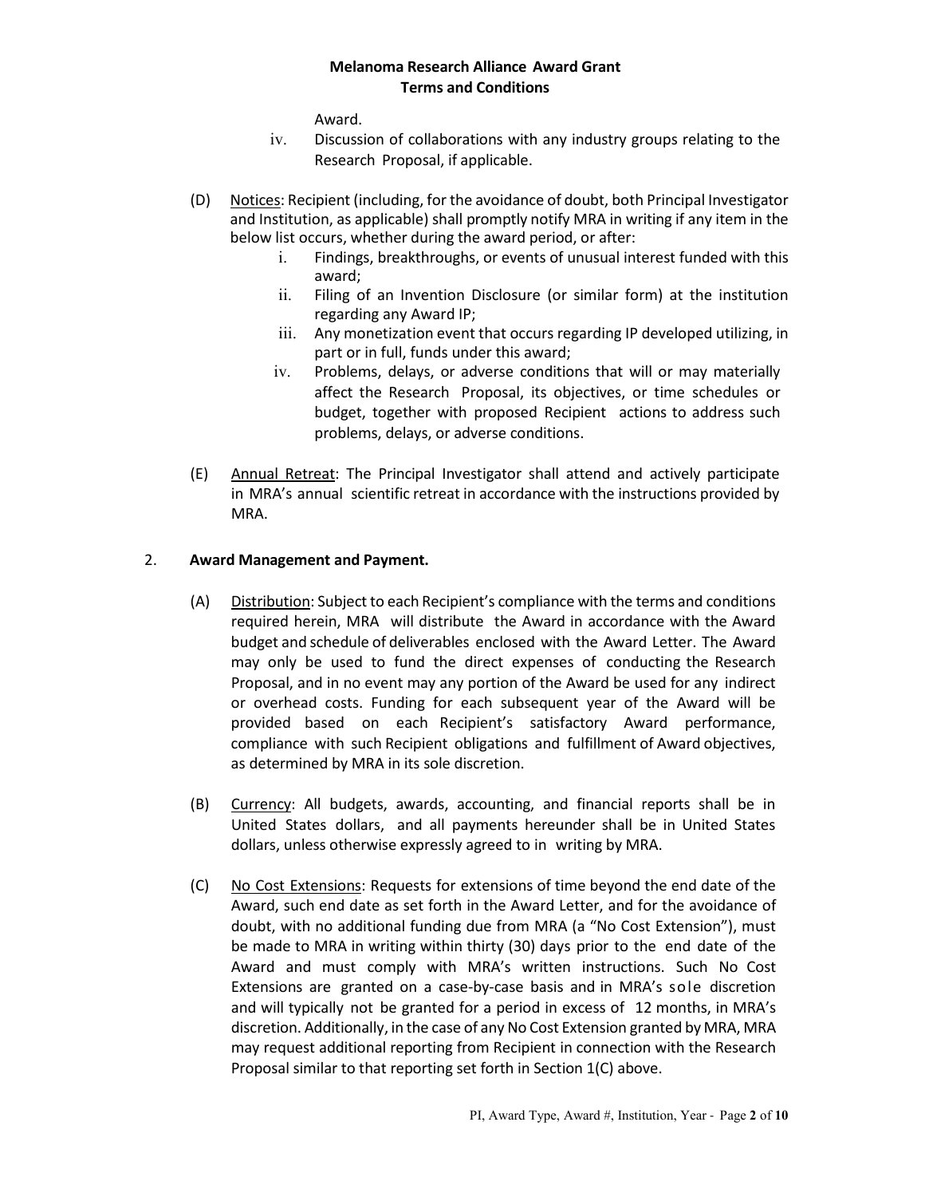Award.

iv. Discussion of collaborations with any industry groups relating to the Research Proposal, if applicable.

(D) Notices: Recipient (including, for the avoidance of doubt, both Principal Investigator and Institution, as applicable) shall promptly notify MRA in writing if any item in the below list occurs, whether during the award period, or after:

i. Findings, breakthroughs, or events of unusual interest funded with this award;

ii. Filing of an Invention Disclosure (or similar form) at the institution regarding any Award IP;

iii. Any monetization event that occurs regarding IP developed utilizing, in part or in full, funds under this award;

iv. Problems, delays, or adverse conditions that will or may materially affect the Research Proposal, its objectives, or time schedules or budget, together with proposed Recipient actions to address such problems, delays, or adverse conditions.

(E) Annual Retreat: The Principal Investigator shall attend and actively participate in MRA's annual scientific retreat in accordance with the instructions provided by MRA.

2. **Award Management and Payment.**

(A) Distribution: Subject to each Recipient's compliance with the terms and conditions required herein, MRA will distribute the Award in accordance with the Award budget and schedule of deliverables enclosed with the Award Letter. The Award may only be used to fund the direct expenses of conducting the Research Proposal, and in no event may any portion of the Award be used for any indirect or overhead costs. Funding for each subsequent year of the Award will be provided based on each Recipient's satisfactory Award performance, compliance with such Recipient obligations and fulfillment of Award objectives, as determined by MRA in its sole discretion.

(B) Currency: All budgets, awards, accounting, and financial reports shall be in United States dollars, and all payments hereunder shall be in United States dollars, unless otherwise expressly agreed to in writing by MRA.

(C) No Cost Extensions: Requests for extensions of time beyond the end date of the Award, such end date as set forth in the Award Letter, and for the avoidance of doubt, with no additional funding due from MRA (a "No Cost Extension"), must be made to MRA in writing within thirty (30) days prior to the end date of the Award and must comply with MRA's written instructions. Such No Cost Extensions are granted on a case-by-case basis and in MRA's sole discretion and will typically not be granted for a period in excess of 12 months, in MRA's discretion. Additionally, in the case of any No Cost Extension granted by MRA, MRA may request additional reporting from Recipient in connection with the Research Proposal similar to that reporting set forth in Section 1(C) above.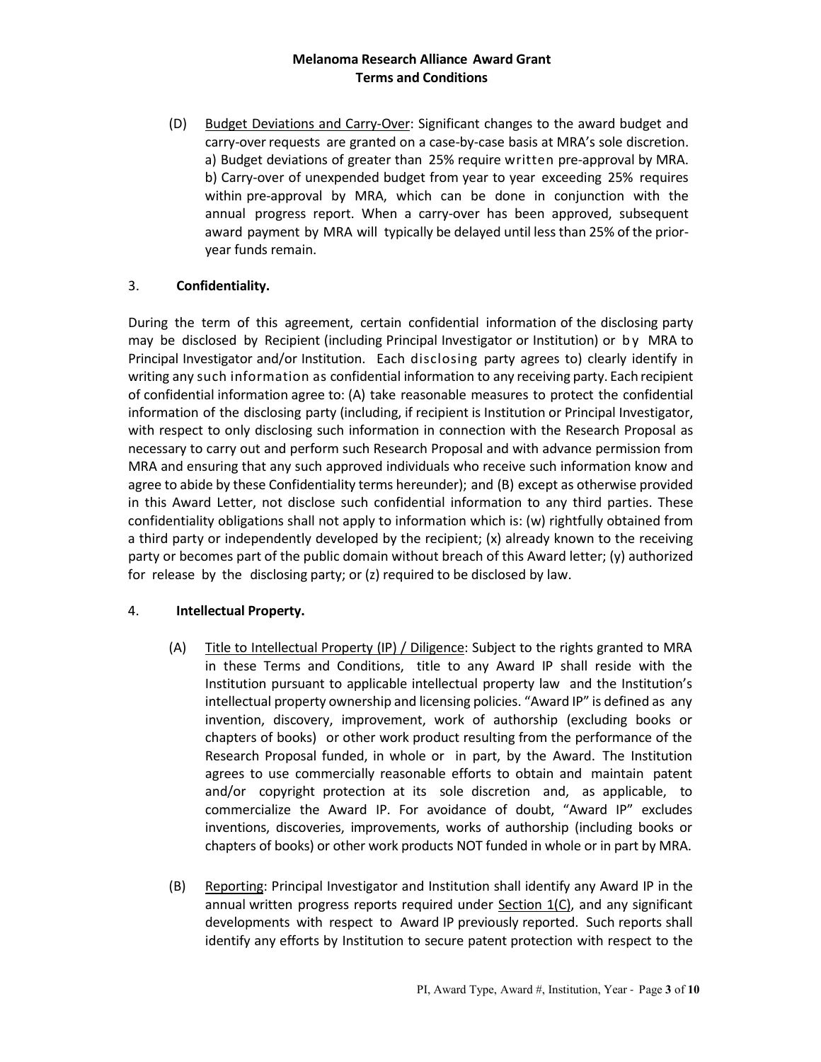(D) Budget Deviations and Carry-Over: Significant changes to the award budget and carry-over requests are granted on a case-by-case basis at MRA's sole discretion. a) Budget deviations of greater than 25% require written pre-approval by MRA. b) Carry-over of unexpended budget from year to year exceeding 25% requires within pre-approval by MRA, which can be done in conjunction with the annual progress report. When a carry-over has been approved, subsequent award payment by MRA will typically be delayed until less than 25% of the prior-year funds remain.

## 3. Confidentiality.

During the term of this agreement, certain confidential information of the disclosing party may be disclosed by Recipient (including Principal Investigator or Institution) or by MRA to Principal Investigator and/or Institution. Each disclosing party agrees to) clearly identify in writing any such information as confidential information to any receiving party. Each recipient of confidential information agree to: (A) take reasonable measures to protect the confidential information of the disclosing party (including, if recipient is Institution or Principal Investigator, with respect to only disclosing such information in connection with the Research Proposal as necessary to carry out and perform such Research Proposal and with advance permission from MRA and ensuring that any such approved individuals who receive such information know and agree to abide by these Confidentiality terms hereunder); and (B) except as otherwise provided in this Award Letter, not disclose such confidential information to any third parties. These confidentiality obligations shall not apply to information which is: (w) rightfully obtained from a third party or independently developed by the recipient; (x) already known to the receiving party or becomes part of the public domain without breach of this Award letter; (y) authorized for release by the disclosing party; or (z) required to be disclosed by law.

## 4. Intellectual Property.

(A) Title to Intellectual Property (IP) / Diligence: Subject to the rights granted to MRA in these Terms and Conditions, title to any Award IP shall reside with the Institution pursuant to applicable intellectual property law and the Institution's intellectual property ownership and licensing policies. "Award IP" is defined as any invention, discovery, improvement, work of authorship (excluding books or chapters of books) or other work product resulting from the performance of the Research Proposal funded, in whole or in part, by the Award. The Institution agrees to use commercially reasonable efforts to obtain and maintain patent and/or copyright protection at its sole discretion and, as applicable, to commercialize the Award IP. For avoidance of doubt, "Award IP" excludes inventions, discoveries, improvements, works of authorship (including books or chapters of books) or other work products NOT funded in whole or in part by MRA.

(B) Reporting: Principal Investigator and Institution shall identify any Award IP in the annual written progress reports required under Section 1(C), and any significant developments with respect to Award IP previously reported. Such reports shall identify any efforts by Institution to secure patent protection with respect to the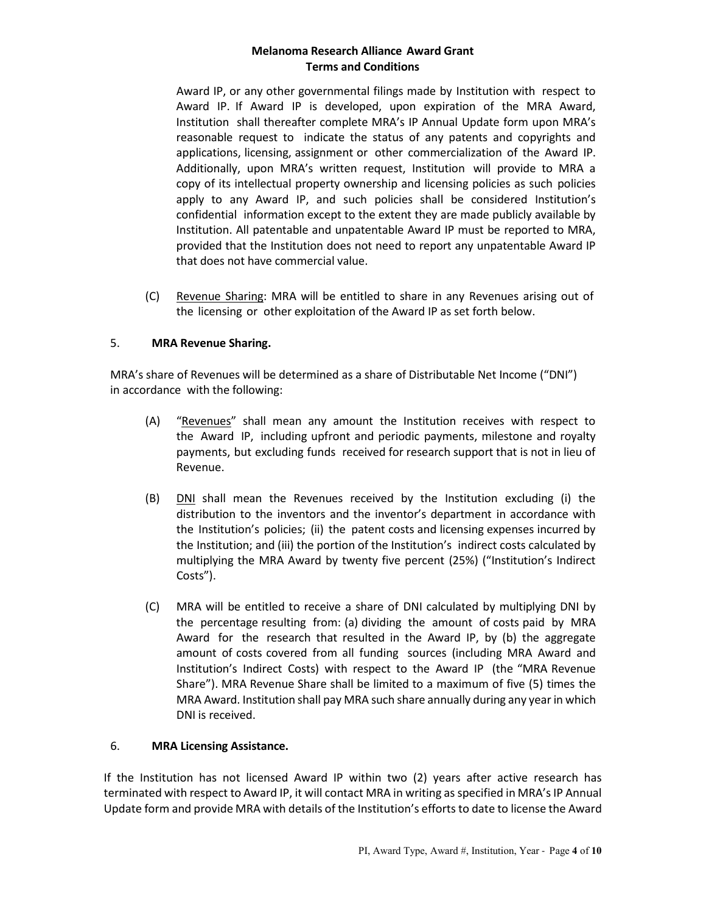Award IP, or any other governmental filings made by Institution with respect to Award IP. If Award IP is developed, upon expiration of the MRA Award, Institution shall thereafter complete MRA's IP Annual Update form upon MRA's reasonable request to indicate the status of any patents and copyrights and applications, licensing, assignment or other commercialization of the Award IP. Additionally, upon MRA's written request, Institution will provide to MRA a copy of its intellectual property ownership and licensing policies as such policies apply to any Award IP, and such policies shall be considered Institution's confidential information except to the extent they are made publicly available by Institution. All patentable and unpatentable Award IP must be reported to MRA, provided that the Institution does not need to report any unpatentable Award IP that does not have commercial value.

(C) Revenue Sharing: MRA will be entitled to share in any Revenues arising out of the licensing or other exploitation of the Award IP as set forth below.

## 5. MRA Revenue Sharing.

MRA's share of Revenues will be determined as a share of Distributable Net Income ("DNI") in accordance with the following:

(A) "Revenues" shall mean any amount the Institution receives with respect to the Award IP, including upfront and periodic payments, milestone and royalty payments, but excluding funds received for research support that is not in lieu of Revenue.

(B) DNI shall mean the Revenues received by the Institution excluding (i) the distribution to the inventors and the inventor's department in accordance with the Institution's policies; (ii) the patent costs and licensing expenses incurred by the Institution; and (iii) the portion of the Institution's indirect costs calculated by multiplying the MRA Award by twenty five percent (25%) ("Institution's Indirect Costs").

(C) MRA will be entitled to receive a share of DNI calculated by multiplying DNI by the percentage resulting from: (a) dividing the amount of costs paid by MRA Award for the research that resulted in the Award IP, by (b) the aggregate amount of costs covered from all funding sources (including MRA Award and Institution's Indirect Costs) with respect to the Award IP (the "MRA Revenue Share"). MRA Revenue Share shall be limited to a maximum of five (5) times the MRA Award. Institution shall pay MRA such share annually during any year in which DNI is received.

## 6. MRA Licensing Assistance.

If the Institution has not licensed Award IP within two (2) years after active research has terminated with respect to Award IP, it will contact MRA in writing as specified in MRA's IP Annual Update form and provide MRA with details of the Institution's efforts to date to license the Award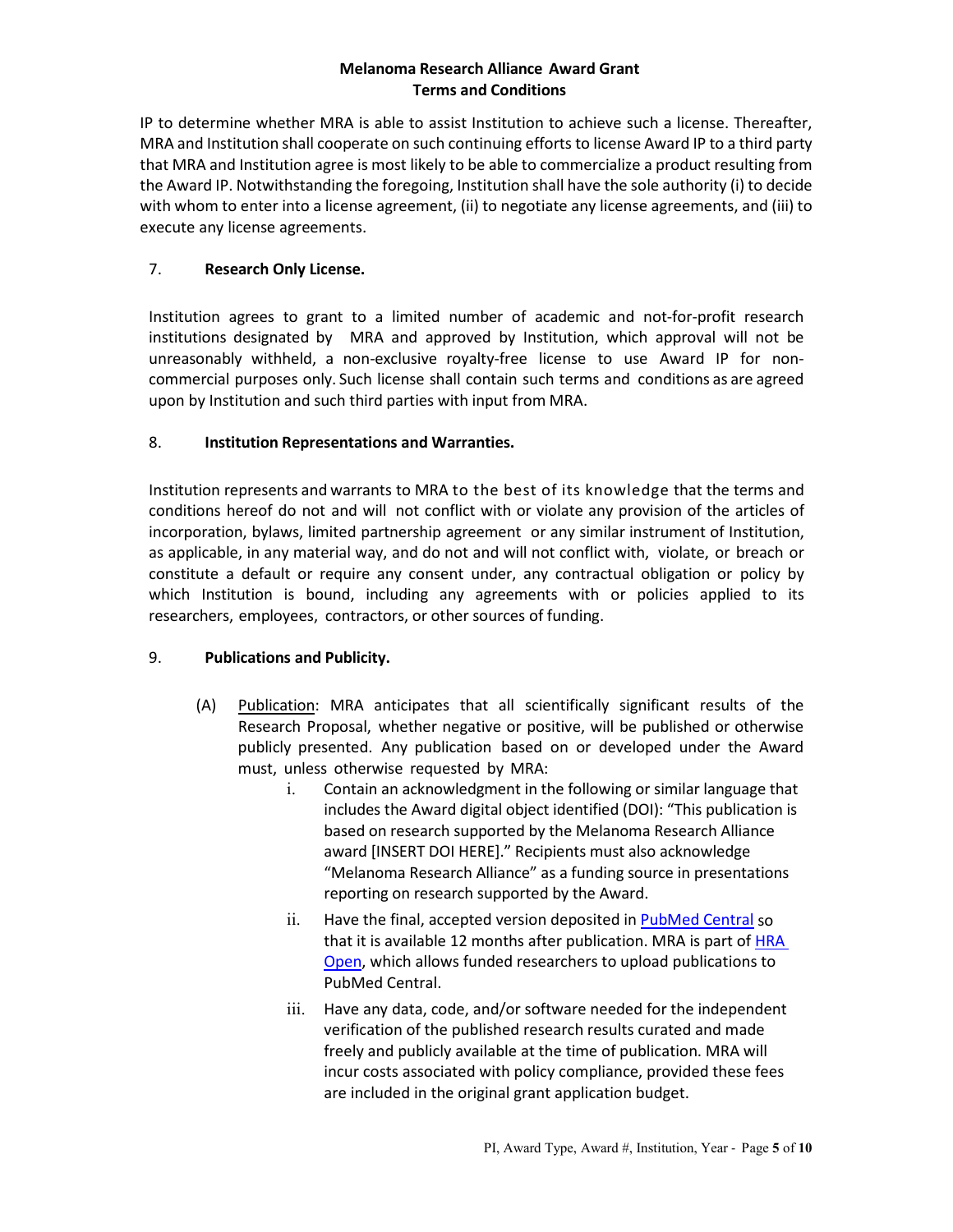IP to determine whether MRA is able to assist Institution to achieve such a license. Thereafter, MRA and Institution shall cooperate on such continuing efforts to license Award IP to a third party that MRA and Institution agree is most likely to be able to commercialize a product resulting from the Award IP. Notwithstanding the foregoing, Institution shall have the sole authority (i) to decide with whom to enter into a license agreement, (ii) to negotiate any license agreements, and (iii) to execute any license agreements.

7. **Research Only License.**

Institution agrees to grant to a limited number of academic and not-for-profit research institutions designated by MRA and approved by Institution, which approval will not be unreasonably withheld, a non-exclusive royalty-free license to use Award IP for non-commercial purposes only. Such license shall contain such terms and conditions as are agreed upon by Institution and such third parties with input from MRA.

8. **Institution Representations and Warranties.**

Institution represents and warrants to MRA to the best of its knowledge that the terms and conditions hereof do not and will not conflict with or violate any provision of the articles of incorporation, bylaws, limited partnership agreement or any similar instrument of Institution, as applicable, in any material way, and do not and will not conflict with, violate, or breach or constitute a default or require any consent under, any contractual obligation or policy by which Institution is bound, including any agreements with or policies applied to its researchers, employees, contractors, or other sources of funding.

9. **Publications and Publicity.**

(A) Publication: MRA anticipates that all scientifically significant results of the Research Proposal, whether negative or positive, will be published or otherwise publicly presented. Any publication based on or developed under the Award must, unless otherwise requested by MRA:

i. Contain an acknowledgment in the following or similar language that includes the Award digital object identified (DOI): "This publication is based on research supported by the Melanoma Research Alliance award [INSERT DOI HERE]." Recipients must also acknowledge "Melanoma Research Alliance" as a funding source in presentations reporting on research supported by the Award.

ii. Have the final, accepted version deposited in PubMed Central so that it is available 12 months after publication. MRA is part of HRA Open, which allows funded researchers to upload publications to PubMed Central.

iii. Have any data, code, and/or software needed for the independent verification of the published research results curated and made freely and publicly available at the time of publication. MRA will incur costs associated with policy compliance, provided these fees are included in the original grant application budget.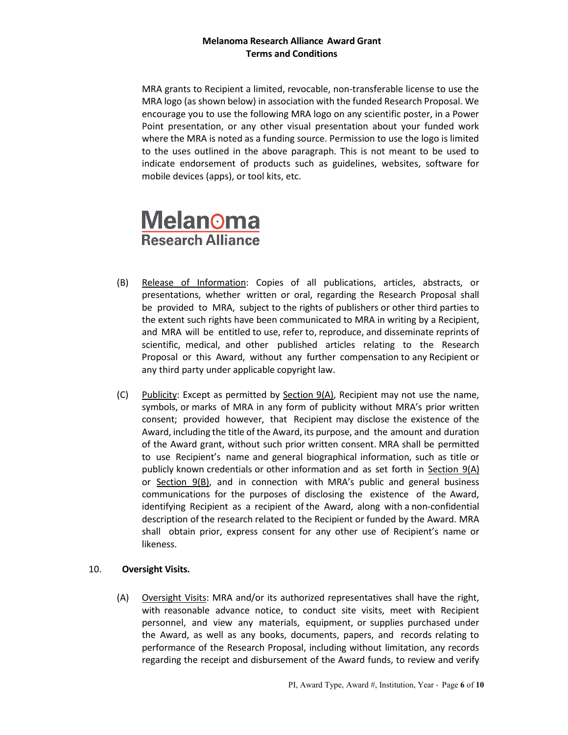MRA grants to Recipient a limited, revocable, non-transferable license to use the MRA logo (as shown below) in association with the funded Research Proposal. We encourage you to use the following MRA logo on any scientific poster, in a Power Point presentation, or any other visual presentation about your funded work where the MRA is noted as a funding source. Permission to use the logo is limited to the uses outlined in the above paragraph. This is not meant to be used to indicate endorsement of products such as guidelines, websites, software for mobile devices (apps), or tool kits, etc.

Melanoma Research Alliance

(B) Release of Information: Copies of all publications, articles, abstracts, or presentations, whether written or oral, regarding the Research Proposal shall be provided to MRA, subject to the rights of publishers or other third parties to the extent such rights have been communicated to MRA in writing by a Recipient, and MRA will be entitled to use, refer to, reproduce, and disseminate reprints of scientific, medical, and other published articles relating to the Research Proposal or this Award, without any further compensation to any Recipient or any third party under applicable copyright law.

(C) Publicity: Except as permitted by Section 9(A), Recipient may not use the name, symbols, or marks of MRA in any form of publicity without MRA's prior written consent; provided however, that Recipient may disclose the existence of the Award, including the title of the Award, its purpose, and the amount and duration of the Award grant, without such prior written consent. MRA shall be permitted to use Recipient's name and general biographical information, such as title or publicly known credentials or other information and as set forth in Section 9(A) or Section 9(B), and in connection with MRA's public and general business communications for the purposes of disclosing the existence of the Award, identifying Recipient as a recipient of the Award, along with a non-confidential description of the research related to the Recipient or funded by the Award. MRA shall obtain prior, express consent for any other use of Recipient's name or likeness.

10. **Oversight Visits.**

(A) Oversight Visits: MRA and/or its authorized representatives shall have the right, with reasonable advance notice, to conduct site visits, meet with Recipient personnel, and view any materials, equipment, or supplies purchased under the Award, as well as any books, documents, papers, and records relating to performance of the Research Proposal, including without limitation, any records regarding the receipt and disbursement of the Award funds, to review and verify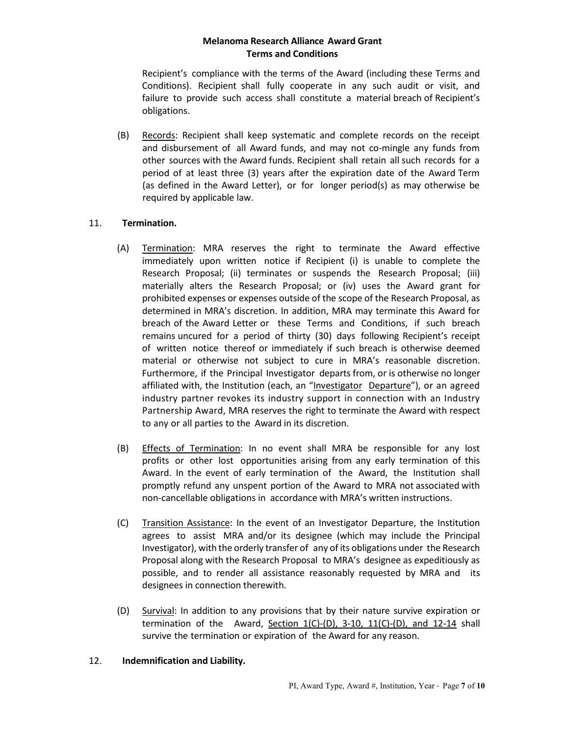Recipient's compliance with the terms of the Award (including these Terms and Conditions). Recipient shall fully cooperate in any such audit or visit, and failure to provide such access shall constitute a material breach of Recipient's obligations.

(B) Records: Recipient shall keep systematic and complete records on the receipt and disbursement of all Award funds, and may not co-mingle any funds from other sources with the Award funds. Recipient shall retain all such records for a period of at least three (3) years after the expiration date of the Award Term (as defined in the Award Letter), or for longer period(s) as may otherwise be required by applicable law.

11. **Termination.**

(A) Termination: MRA reserves the right to terminate the Award effective immediately upon written notice if Recipient (i) is unable to complete the Research Proposal; (ii) terminates or suspends the Research Proposal; (iii) materially alters the Research Proposal; or (iv) uses the Award grant for prohibited expenses or expenses outside of the scope of the Research Proposal, as determined in MRA's discretion. In addition, MRA may terminate this Award for breach of the Award Letter or these Terms and Conditions, if such breach remains uncured for a period of thirty (30) days following Recipient's receipt of written notice thereof or immediately if such breach is otherwise deemed material or otherwise not subject to cure in MRA's reasonable discretion. Furthermore, if the Principal Investigator departs from, or is otherwise no longer affiliated with, the Institution (each, an "Investigator Departure"), or an agreed industry partner revokes its industry support in connection with an Industry Partnership Award, MRA reserves the right to terminate the Award with respect to any or all parties to the Award in its discretion.

(B) Effects of Termination: In no event shall MRA be responsible for any lost profits or other lost opportunities arising from any early termination of this Award. In the event of early termination of the Award, the Institution shall promptly refund any unspent portion of the Award to MRA not associated with non-cancellable obligations in accordance with MRA's written instructions.

(C) Transition Assistance: In the event of an Investigator Departure, the Institution agrees to assist MRA and/or its designee (which may include the Principal Investigator), with the orderly transfer of any of its obligations under the Research Proposal along with the Research Proposal to MRA's designee as expeditiously as possible, and to render all assistance reasonably requested by MRA and its designees in connection therewith.

(D) Survival: In addition to any provisions that by their nature survive expiration or termination of the Award, Section 1(C)-(D), 3-10, 11(C)-(D), and 12-14 shall survive the termination or expiration of the Award for any reason.

12. **Indemnification and Liability.**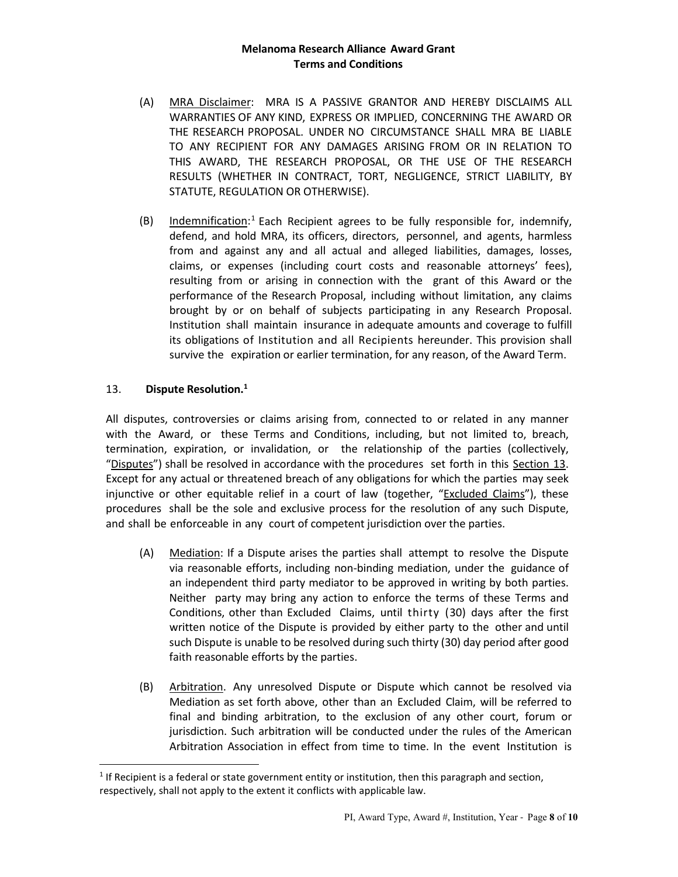(A) MRA Disclaimer: MRA IS A PASSIVE GRANTOR AND HEREBY DISCLAIMS ALL WARRANTIES OF ANY KIND, EXPRESS OR IMPLIED, CONCERNING THE AWARD OR THE RESEARCH PROPOSAL. UNDER NO CIRCUMSTANCE SHALL MRA BE LIABLE TO ANY RECIPIENT FOR ANY DAMAGES ARISING FROM OR IN RELATION TO THIS AWARD, THE RESEARCH PROPOSAL, OR THE USE OF THE RESEARCH RESULTS (WHETHER IN CONTRACT, TORT, NEGLIGENCE, STRICT LIABILITY, BY STATUTE, REGULATION OR OTHERWISE).

(B) Indemnification:[1] Each Recipient agrees to be fully responsible for, indemnify, defend, and hold MRA, its officers, directors, personnel, and agents, harmless from and against any and all actual and alleged liabilities, damages, losses, claims, or expenses (including court costs and reasonable attorneys' fees), resulting from or arising in connection with the grant of this Award or the performance of the Research Proposal, including without limitation, any claims brought by or on behalf of subjects participating in any Research Proposal. Institution shall maintain insurance in adequate amounts and coverage to fulfill its obligations of Institution and all Recipients hereunder. This provision shall survive the expiration or earlier termination, for any reason, of the Award Term.

## 13. Dispute Resolution.[1]

All disputes, controversies or claims arising from, connected to or related in any manner with the Award, or these Terms and Conditions, including, but not limited to, breach, termination, expiration, or invalidation, or the relationship of the parties (collectively, "Disputes") shall be resolved in accordance with the procedures set forth in this Section 13. Except for any actual or threatened breach of any obligations for which the parties may seek injunctive or other equitable relief in a court of law (together, "Excluded Claims"), these procedures shall be the sole and exclusive process for the resolution of any such Dispute, and shall be enforceable in any court of competent jurisdiction over the parties.

(A) Mediation: If a Dispute arises the parties shall attempt to resolve the Dispute via reasonable efforts, including non-binding mediation, under the guidance of an independent third party mediator to be approved in writing by both parties. Neither party may bring any action to enforce the terms of these Terms and Conditions, other than Excluded Claims, until thirty (30) days after the first written notice of the Dispute is provided by either party to the other and until such Dispute is unable to be resolved during such thirty (30) day period after good faith reasonable efforts by the parties.

(B) Arbitration. Any unresolved Dispute or Dispute which cannot be resolved via Mediation as set forth above, other than an Excluded Claim, will be referred to final and binding arbitration, to the exclusion of any other court, forum or jurisdiction. Such arbitration will be conducted under the rules of the American Arbitration Association in effect from time to time. In the event Institution is

[1] If Recipient is a federal or state government entity or institution, then this paragraph and section, respectively, shall not apply to the extent it conflicts with applicable law.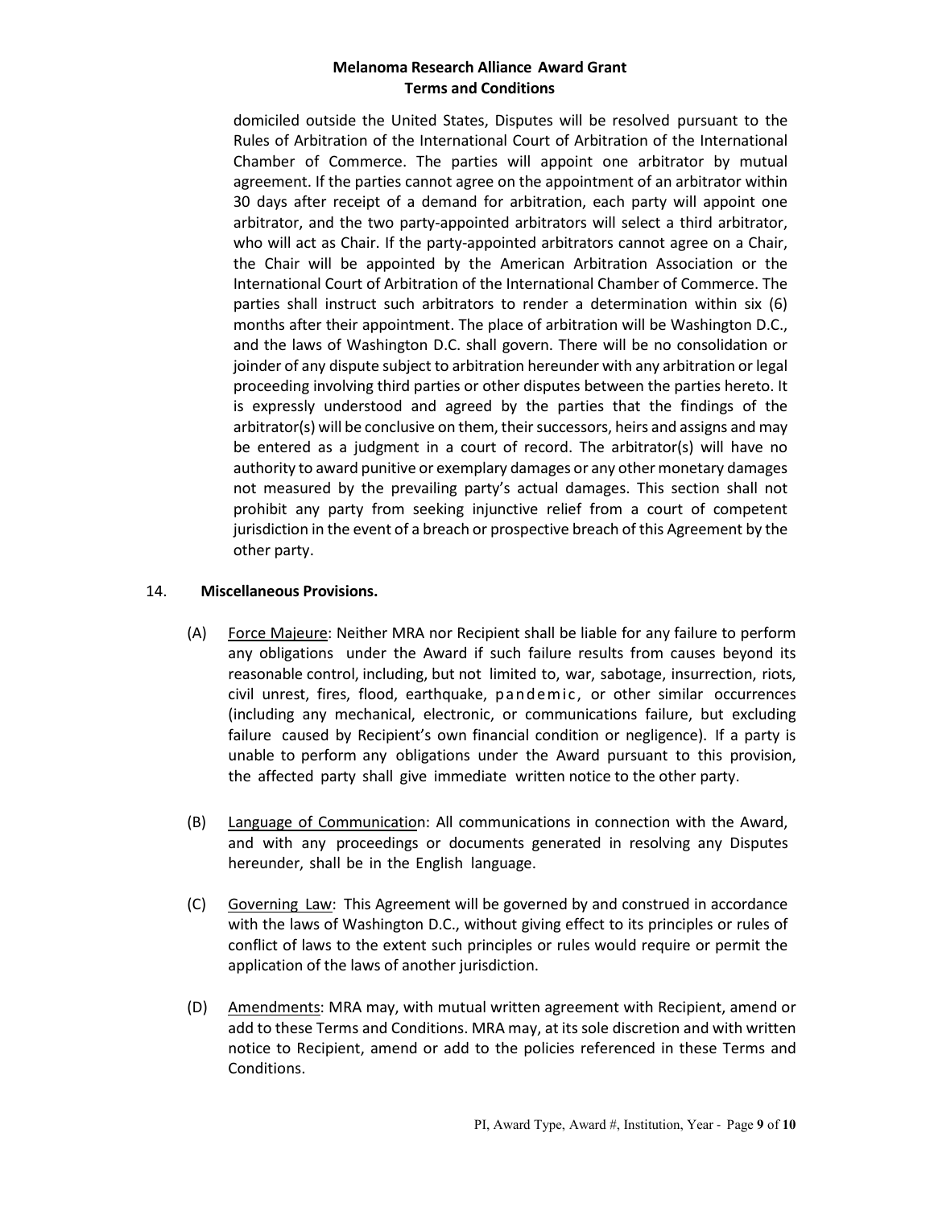domiciled outside the United States, Disputes will be resolved pursuant to the Rules of Arbitration of the International Court of Arbitration of the International Chamber of Commerce. The parties will appoint one arbitrator by mutual agreement. If the parties cannot agree on the appointment of an arbitrator within 30 days after receipt of a demand for arbitration, each party will appoint one arbitrator, and the two party-appointed arbitrators will select a third arbitrator, who will act as Chair. If the party-appointed arbitrators cannot agree on a Chair, the Chair will be appointed by the American Arbitration Association or the International Court of Arbitration of the International Chamber of Commerce. The parties shall instruct such arbitrators to render a determination within six (6) months after their appointment. The place of arbitration will be Washington D.C., and the laws of Washington D.C. shall govern. There will be no consolidation or joinder of any dispute subject to arbitration hereunder with any arbitration or legal proceeding involving third parties or other disputes between the parties hereto. It is expressly understood and agreed by the parties that the findings of the arbitrator(s) will be conclusive on them, their successors, heirs and assigns and may be entered as a judgment in a court of record. The arbitrator(s) will have no authority to award punitive or exemplary damages or any other monetary damages not measured by the prevailing party's actual damages. This section shall not prohibit any party from seeking injunctive relief from a court of competent jurisdiction in the event of a breach or prospective breach of this Agreement by the other party.

14. **Miscellaneous Provisions.**

(A) Force Majeure: Neither MRA nor Recipient shall be liable for any failure to perform any obligations under the Award if such failure results from causes beyond its reasonable control, including, but not limited to, war, sabotage, insurrection, riots, civil unrest, fires, flood, earthquake, pandemic, or other similar occurrences (including any mechanical, electronic, or communications failure, but excluding failure caused by Recipient's own financial condition or negligence). If a party is unable to perform any obligations under the Award pursuant to this provision, the affected party shall give immediate written notice to the other party.

(B) Language of Communication: All communications in connection with the Award, and with any proceedings or documents generated in resolving any Disputes hereunder, shall be in the English language.

(C) Governing Law: This Agreement will be governed by and construed in accordance with the laws of Washington D.C., without giving effect to its principles or rules of conflict of laws to the extent such principles or rules would require or permit the application of the laws of another jurisdiction.

(D) Amendments: MRA may, with mutual written agreement with Recipient, amend or add to these Terms and Conditions. MRA may, at its sole discretion and with written notice to Recipient, amend or add to the policies referenced in these Terms and Conditions.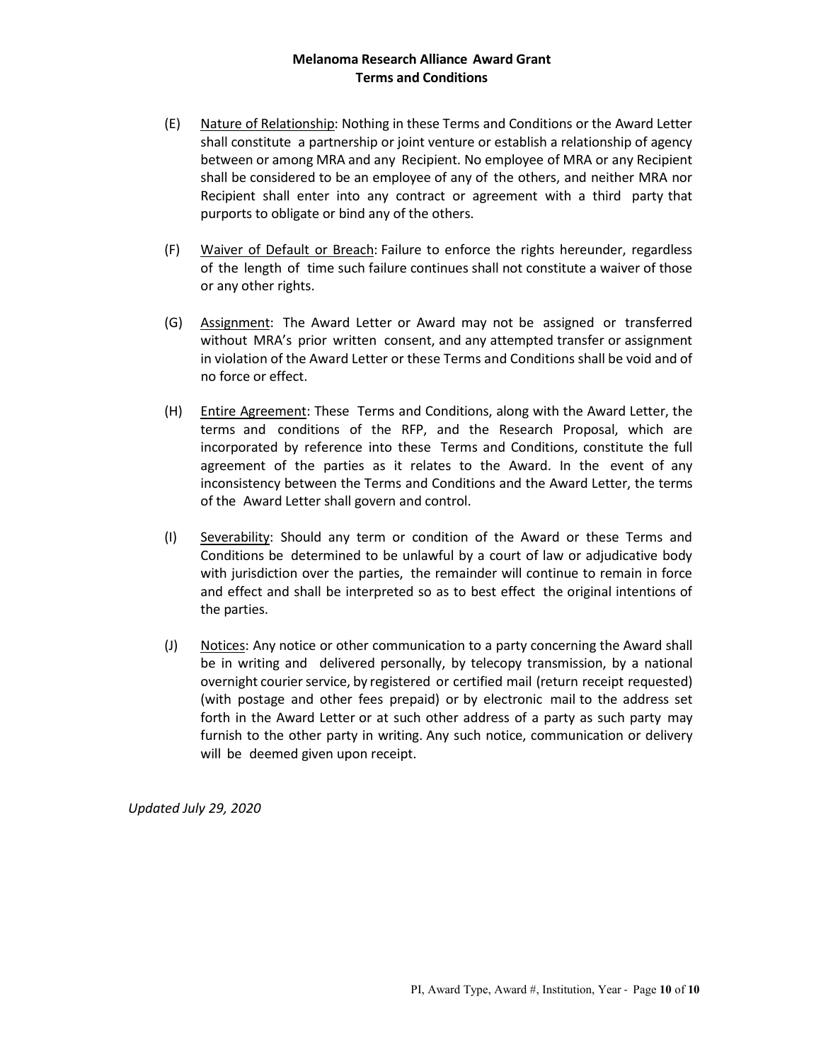(E) Nature of Relationship: Nothing in these Terms and Conditions or the Award Letter shall constitute a partnership or joint venture or establish a relationship of agency between or among MRA and any Recipient. No employee of MRA or any Recipient shall be considered to be an employee of any of the others, and neither MRA nor Recipient shall enter into any contract or agreement with a third party that purports to obligate or bind any of the others.

(F) Waiver of Default or Breach: Failure to enforce the rights hereunder, regardless of the length of time such failure continues shall not constitute a waiver of those or any other rights.

(G) Assignment: The Award Letter or Award may not be assigned or transferred without MRA's prior written consent, and any attempted transfer or assignment in violation of the Award Letter or these Terms and Conditions shall be void and of no force or effect.

(H) Entire Agreement: These Terms and Conditions, along with the Award Letter, the terms and conditions of the RFP, and the Research Proposal, which are incorporated by reference into these Terms and Conditions, constitute the full agreement of the parties as it relates to the Award. In the event of any inconsistency between the Terms and Conditions and the Award Letter, the terms of the Award Letter shall govern and control.

(I) Severability: Should any term or condition of the Award or these Terms and Conditions be determined to be unlawful by a court of law or adjudicative body with jurisdiction over the parties, the remainder will continue to remain in force and effect and shall be interpreted so as to best effect the original intentions of the parties.

(J) Notices: Any notice or other communication to a party concerning the Award shall be in writing and delivered personally, by telecopy transmission, by a national overnight courier service, by registered or certified mail (return receipt requested) (with postage and other fees prepaid) or by electronic mail to the address set forth in the Award Letter or at such other address of a party as such party may furnish to the other party in writing. Any such notice, communication or delivery will be deemed given upon receipt.

*Updated July 29, 2020*